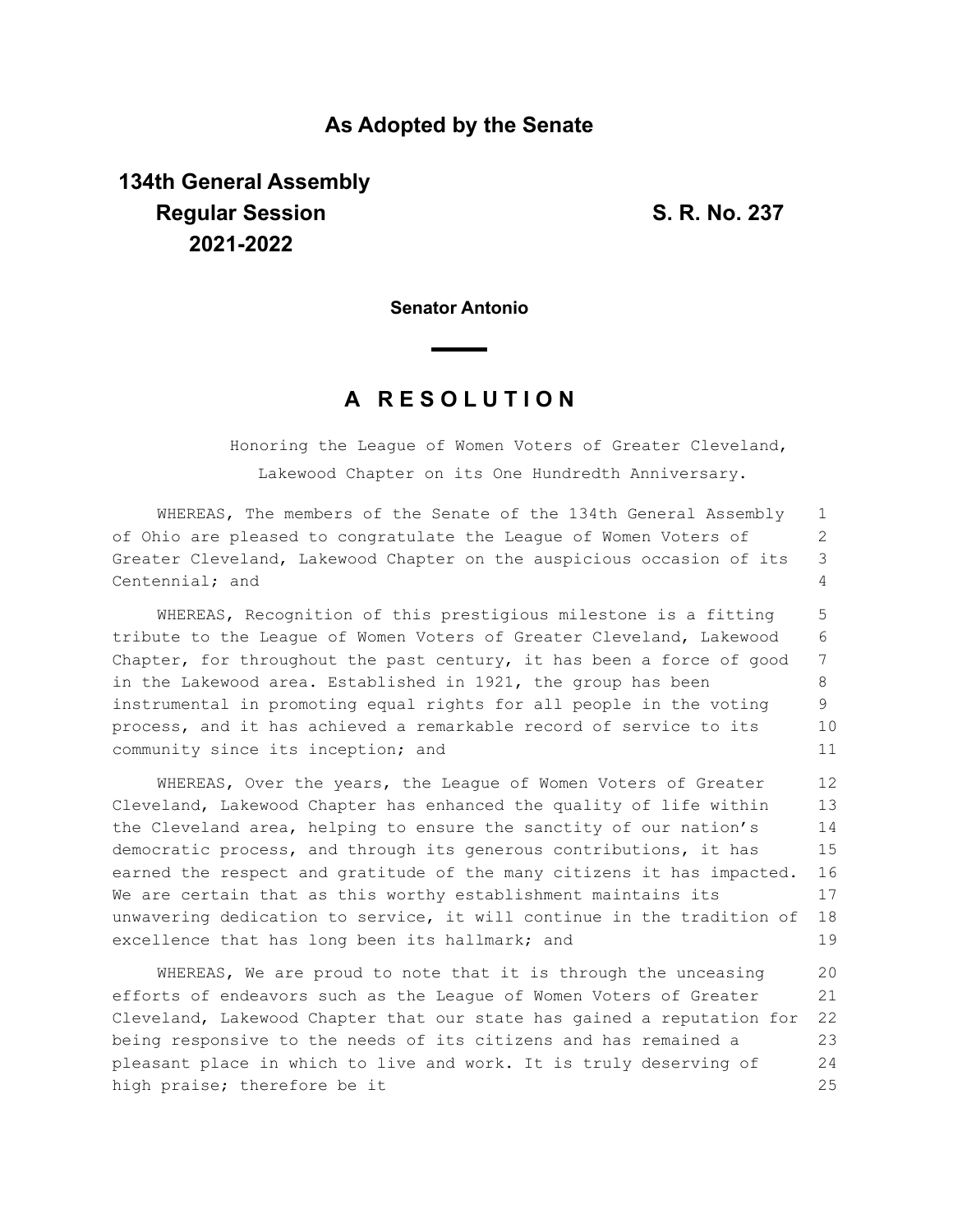## As Adopted by the Senate

**134th General Assembly**
**Regular Session**
**2021-2022**

**S. R. No. 237**

**Senator Antonio**

# A R E S O L U T I O N

Honoring the League of Women Voters of Greater Cleveland, Lakewood Chapter on its One Hundredth Anniversary.

WHEREAS, The members of the Senate of the 134th General Assembly of Ohio are pleased to congratulate the League of Women Voters of Greater Cleveland, Lakewood Chapter on the auspicious occasion of its Centennial; and

WHEREAS, Recognition of this prestigious milestone is a fitting tribute to the League of Women Voters of Greater Cleveland, Lakewood Chapter, for throughout the past century, it has been a force of good in the Lakewood area. Established in 1921, the group has been instrumental in promoting equal rights for all people in the voting process, and it has achieved a remarkable record of service to its community since its inception; and

WHEREAS, Over the years, the League of Women Voters of Greater Cleveland, Lakewood Chapter has enhanced the quality of life within the Cleveland area, helping to ensure the sanctity of our nation's democratic process, and through its generous contributions, it has earned the respect and gratitude of the many citizens it has impacted. We are certain that as this worthy establishment maintains its unwavering dedication to service, it will continue in the tradition of excellence that has long been its hallmark; and

WHEREAS, We are proud to note that it is through the unceasing efforts of endeavors such as the League of Women Voters of Greater Cleveland, Lakewood Chapter that our state has gained a reputation for being responsive to the needs of its citizens and has remained a pleasant place in which to live and work. It is truly deserving of high praise; therefore be it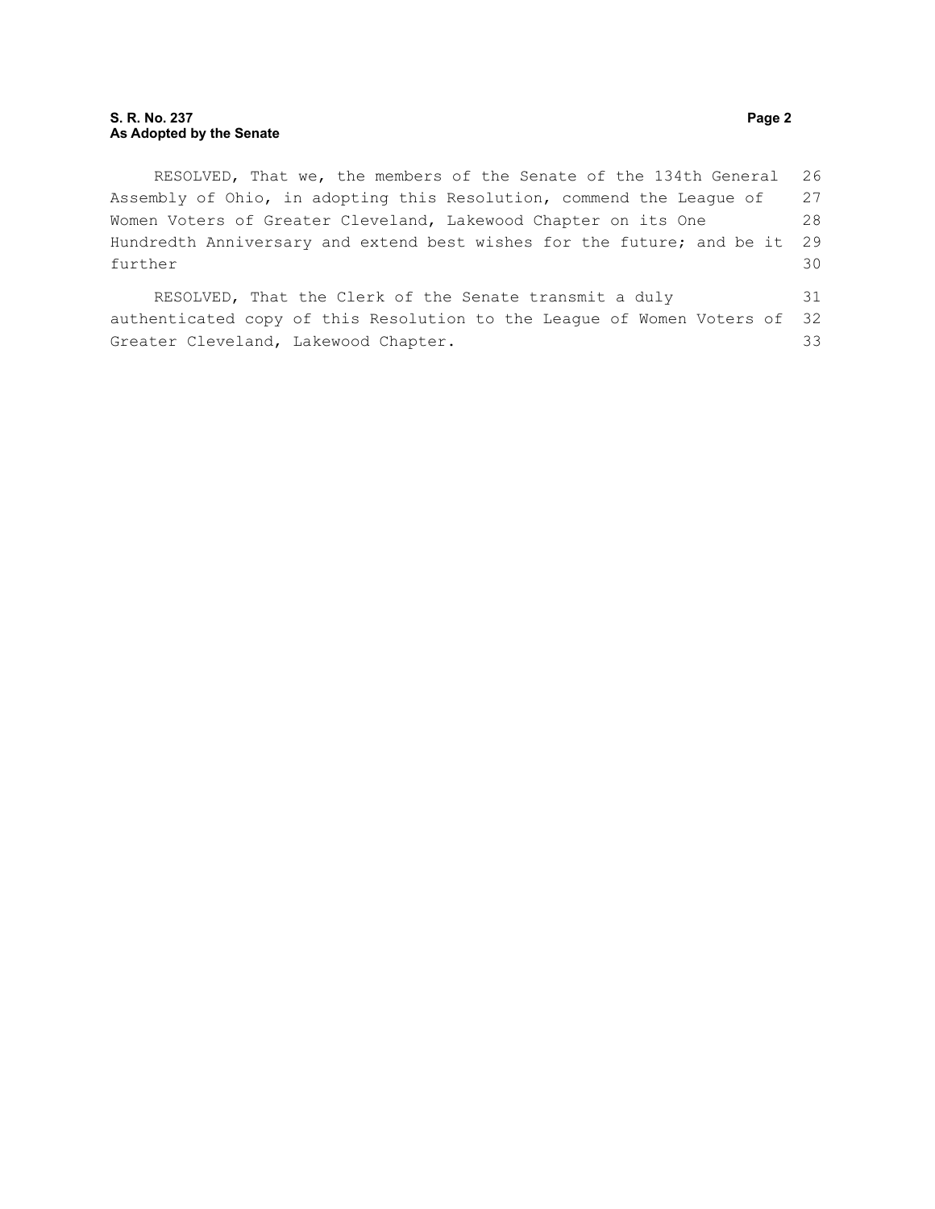RESOLVED, That we, the members of the Senate of the 134th General Assembly of Ohio, in adopting this Resolution, commend the League of Women Voters of Greater Cleveland, Lakewood Chapter on its One Hundredth Anniversary and extend best wishes for the future; and be it further

RESOLVED, That the Clerk of the Senate transmit a duly authenticated copy of this Resolution to the League of Women Voters of Greater Cleveland, Lakewood Chapter.